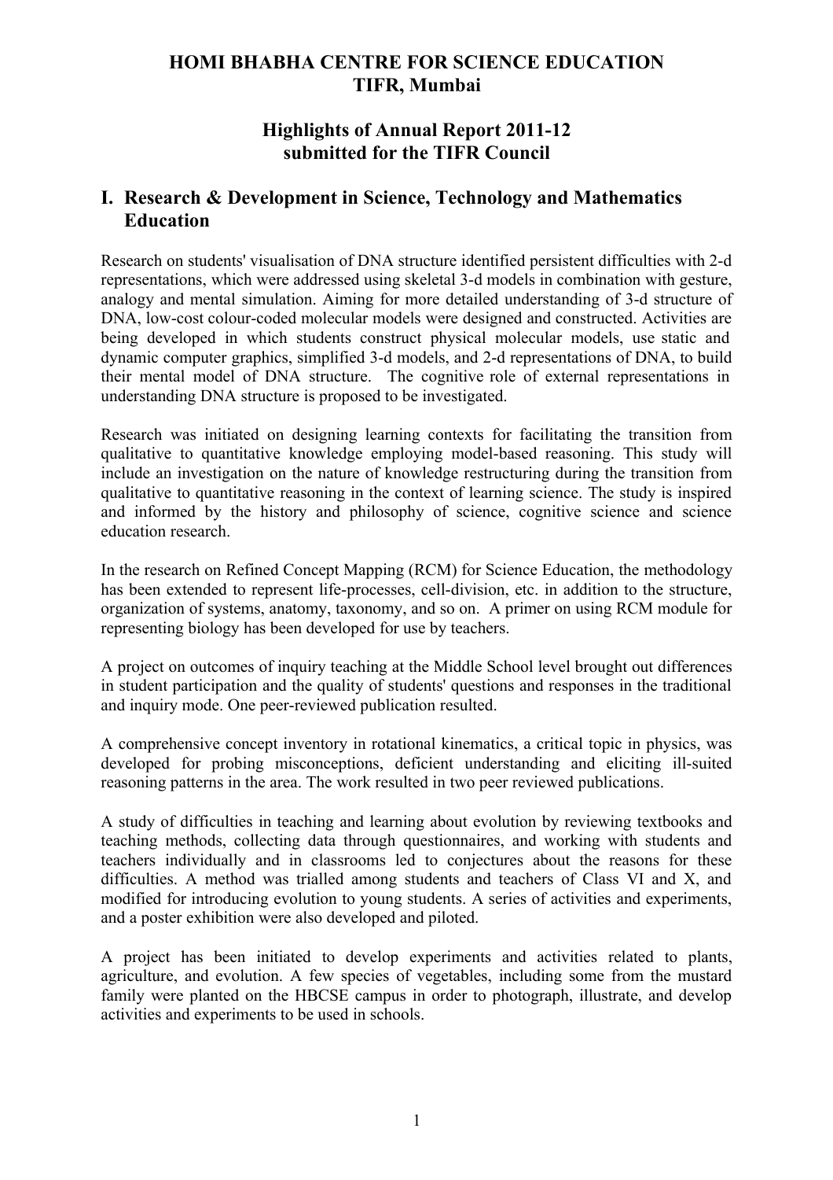# HOMI BHABHA CENTRE FOR SCIENCE EDUCATION
# TIFR, Mumbai

## Highlights of Annual Report 2011-12
## submitted for the TIFR Council

## I. Research & Development in Science, Technology and Mathematics Education

Research on students' visualisation of DNA structure identified persistent difficulties with 2-d representations, which were addressed using skeletal 3-d models in combination with gesture, analogy and mental simulation. Aiming for more detailed understanding of 3-d structure of DNA, low-cost colour-coded molecular models were designed and constructed. Activities are being developed in which students construct physical molecular models, use static and dynamic computer graphics, simplified 3-d models, and 2-d representations of DNA, to build their mental model of DNA structure. The cognitive role of external representations in understanding DNA structure is proposed to be investigated.

Research was initiated on designing learning contexts for facilitating the transition from qualitative to quantitative knowledge employing model-based reasoning. This study will include an investigation on the nature of knowledge restructuring during the transition from qualitative to quantitative reasoning in the context of learning science. The study is inspired and informed by the history and philosophy of science, cognitive science and science education research.

In the research on Refined Concept Mapping (RCM) for Science Education, the methodology has been extended to represent life-processes, cell-division, etc. in addition to the structure, organization of systems, anatomy, taxonomy, and so on. A primer on using RCM module for representing biology has been developed for use by teachers.

A project on outcomes of inquiry teaching at the Middle School level brought out differences in student participation and the quality of students' questions and responses in the traditional and inquiry mode. One peer-reviewed publication resulted.

A comprehensive concept inventory in rotational kinematics, a critical topic in physics, was developed for probing misconceptions, deficient understanding and eliciting ill-suited reasoning patterns in the area. The work resulted in two peer reviewed publications.

A study of difficulties in teaching and learning about evolution by reviewing textbooks and teaching methods, collecting data through questionnaires, and working with students and teachers individually and in classrooms led to conjectures about the reasons for these difficulties. A method was trialled among students and teachers of Class VI and X, and modified for introducing evolution to young students. A series of activities and experiments, and a poster exhibition were also developed and piloted.

A project has been initiated to develop experiments and activities related to plants, agriculture, and evolution. A few species of vegetables, including some from the mustard family were planted on the HBCSE campus in order to photograph, illustrate, and develop activities and experiments to be used in schools.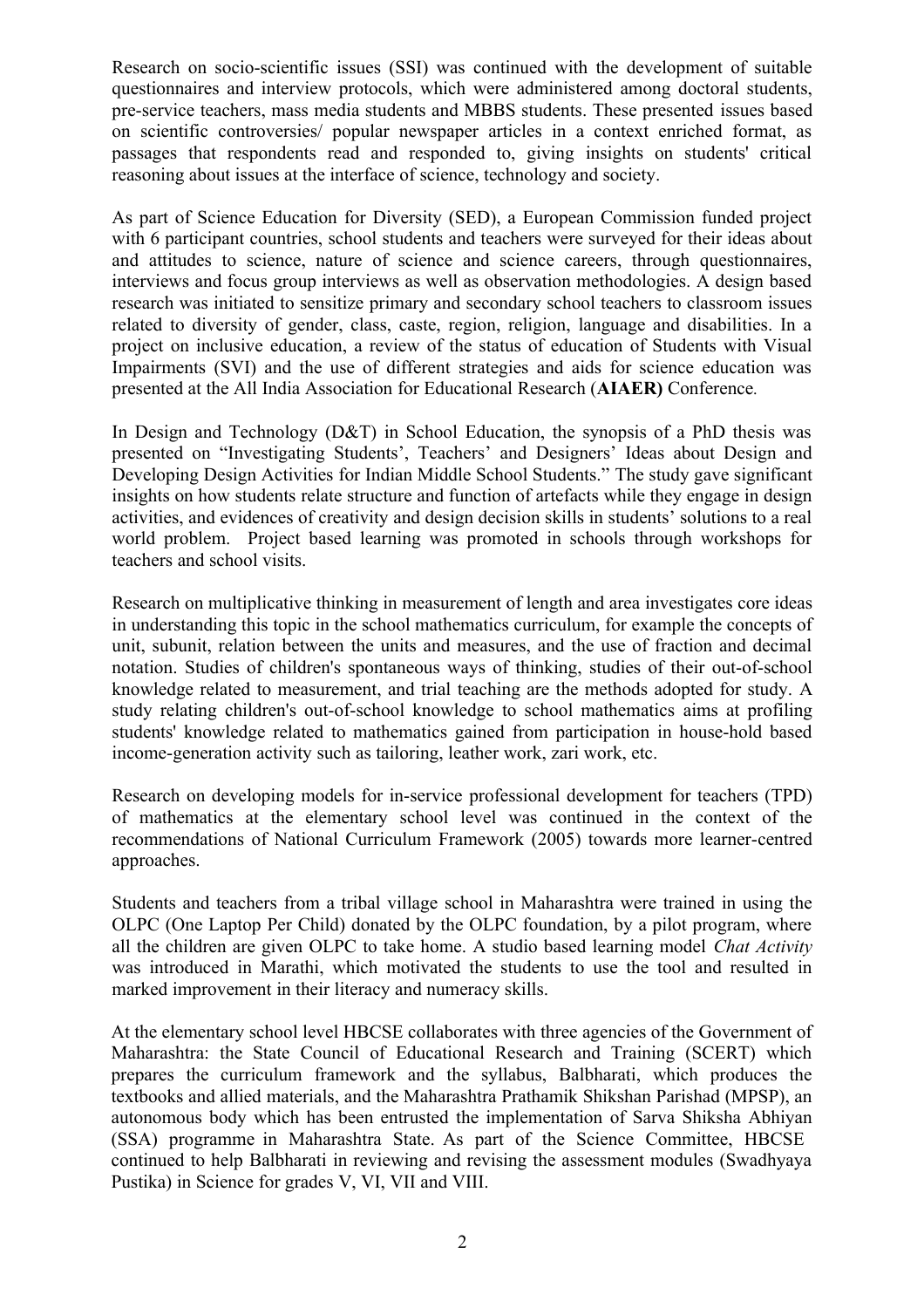Research on socio-scientific issues (SSI) was continued with the development of suitable questionnaires and interview protocols, which were administered among doctoral students, pre-service teachers, mass media students and MBBS students. These presented issues based on scientific controversies/ popular newspaper articles in a context enriched format, as passages that respondents read and responded to, giving insights on students' critical reasoning about issues at the interface of science, technology and society.

As part of Science Education for Diversity (SED), a European Commission funded project with 6 participant countries, school students and teachers were surveyed for their ideas about and attitudes to science, nature of science and science careers, through questionnaires, interviews and focus group interviews as well as observation methodologies. A design based research was initiated to sensitize primary and secondary school teachers to classroom issues related to diversity of gender, class, caste, region, religion, language and disabilities. In a project on inclusive education, a review of the status of education of Students with Visual Impairments (SVI) and the use of different strategies and aids for science education was presented at the All India Association for Educational Research (**AIAER)** Conference.

In Design and Technology (D&T) in School Education, the synopsis of a PhD thesis was presented on "Investigating Students', Teachers' and Designers' Ideas about Design and Developing Design Activities for Indian Middle School Students." The study gave significant insights on how students relate structure and function of artefacts while they engage in design activities, and evidences of creativity and design decision skills in students' solutions to a real world problem. Project based learning was promoted in schools through workshops for teachers and school visits.

Research on multiplicative thinking in measurement of length and area investigates core ideas in understanding this topic in the school mathematics curriculum, for example the concepts of unit, subunit, relation between the units and measures, and the use of fraction and decimal notation. Studies of children's spontaneous ways of thinking, studies of their out-of-school knowledge related to measurement, and trial teaching are the methods adopted for study. A study relating children's out-of-school knowledge to school mathematics aims at profiling students' knowledge related to mathematics gained from participation in house-hold based income-generation activity such as tailoring, leather work, zari work, etc.

Research on developing models for in-service professional development for teachers (TPD) of mathematics at the elementary school level was continued in the context of the recommendations of National Curriculum Framework (2005) towards more learner-centred approaches.

Students and teachers from a tribal village school in Maharashtra were trained in using the OLPC (One Laptop Per Child) donated by the OLPC foundation, by a pilot program, where all the children are given OLPC to take home. A studio based learning model *Chat Activity* was introduced in Marathi, which motivated the students to use the tool and resulted in marked improvement in their literacy and numeracy skills.

At the elementary school level HBCSE collaborates with three agencies of the Government of Maharashtra: the State Council of Educational Research and Training (SCERT) which prepares the curriculum framework and the syllabus, Balbharati, which produces the textbooks and allied materials, and the Maharashtra Prathamik Shikshan Parishad (MPSP), an autonomous body which has been entrusted the implementation of Sarva Shiksha Abhiyan (SSA) programme in Maharashtra State. As part of the Science Committee, HBCSE continued to help Balbharati in reviewing and revising the assessment modules (Swadhyaya Pustika) in Science for grades V, VI, VII and VIII.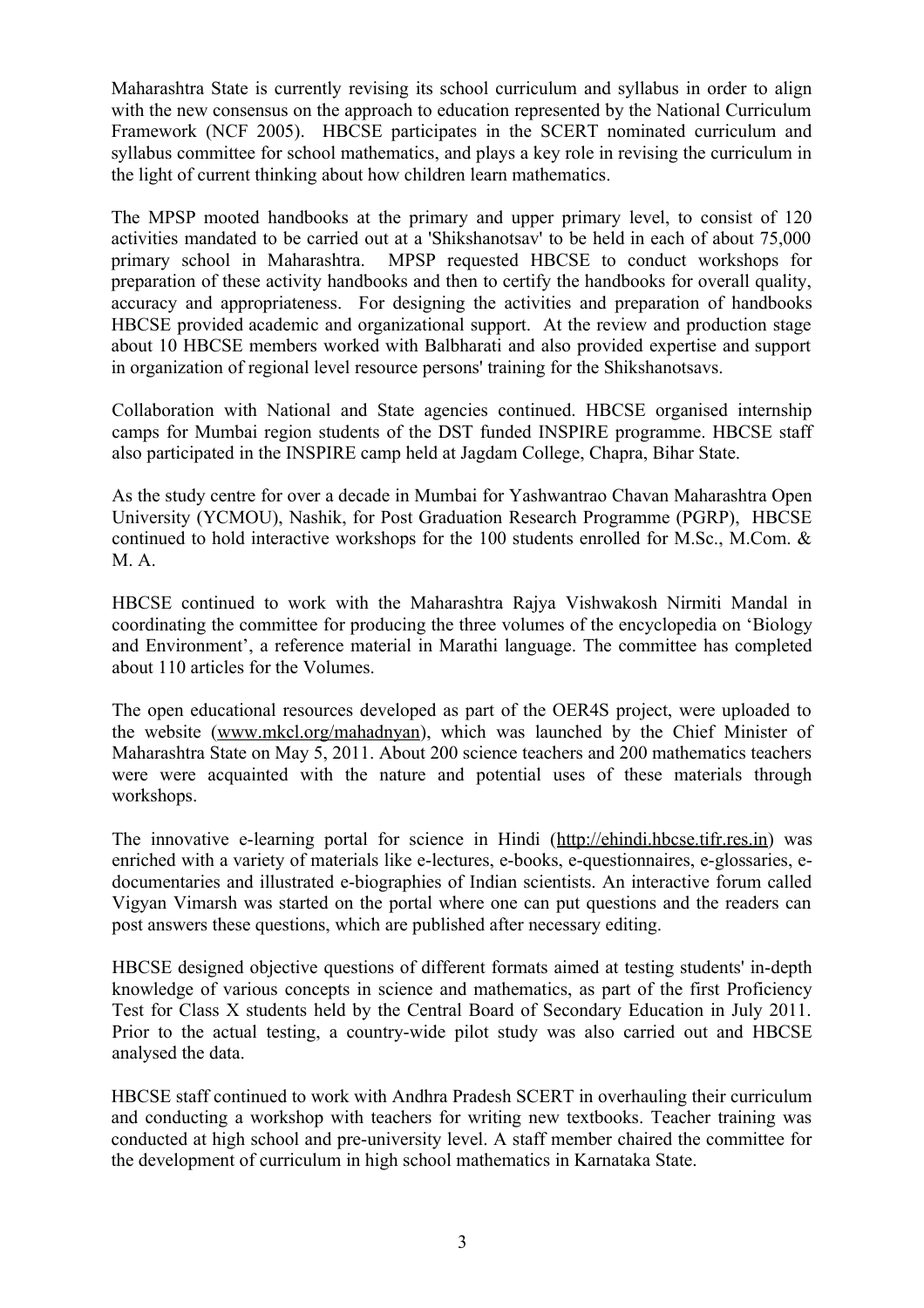Maharashtra State is currently revising its school curriculum and syllabus in order to align with the new consensus on the approach to education represented by the National Curriculum Framework (NCF 2005). HBCSE participates in the SCERT nominated curriculum and syllabus committee for school mathematics, and plays a key role in revising the curriculum in the light of current thinking about how children learn mathematics.

The MPSP mooted handbooks at the primary and upper primary level, to consist of 120 activities mandated to be carried out at a 'Shikshanotsav' to be held in each of about 75,000 primary school in Maharashtra. MPSP requested HBCSE to conduct workshops for preparation of these activity handbooks and then to certify the handbooks for overall quality, accuracy and appropriateness. For designing the activities and preparation of handbooks HBCSE provided academic and organizational support. At the review and production stage about 10 HBCSE members worked with Balbharati and also provided expertise and support in organization of regional level resource persons' training for the Shikshanotsavs.

Collaboration with National and State agencies continued. HBCSE organised internship camps for Mumbai region students of the DST funded INSPIRE programme. HBCSE staff also participated in the INSPIRE camp held at Jagdam College, Chapra, Bihar State.

As the study centre for over a decade in Mumbai for Yashwantrao Chavan Maharashtra Open University (YCMOU), Nashik, for Post Graduation Research Programme (PGRP), HBCSE continued to hold interactive workshops for the 100 students enrolled for M.Sc., M.Com. & M. A.

HBCSE continued to work with the Maharashtra Rajya Vishwakosh Nirmiti Mandal in coordinating the committee for producing the three volumes of the encyclopedia on 'Biology and Environment', a reference material in Marathi language. The committee has completed about 110 articles for the Volumes.

The open educational resources developed as part of the OER4S project, were uploaded to the website (www.mkcl.org/mahadnyan), which was launched by the Chief Minister of Maharashtra State on May 5, 2011. About 200 science teachers and 200 mathematics teachers were were acquainted with the nature and potential uses of these materials through workshops.

The innovative e-learning portal for science in Hindi (http://ehindi.hbcse.tifr.res.in) was enriched with a variety of materials like e-lectures, e-books, e-questionnaires, e-glossaries, e-documentaries and illustrated e-biographies of Indian scientists. An interactive forum called Vigyan Vimarsh was started on the portal where one can put questions and the readers can post answers these questions, which are published after necessary editing.

HBCSE designed objective questions of different formats aimed at testing students' in-depth knowledge of various concepts in science and mathematics, as part of the first Proficiency Test for Class X students held by the Central Board of Secondary Education in July 2011. Prior to the actual testing, a country-wide pilot study was also carried out and HBCSE analysed the data.

HBCSE staff continued to work with Andhra Pradesh SCERT in overhauling their curriculum and conducting a workshop with teachers for writing new textbooks. Teacher training was conducted at high school and pre-university level. A staff member chaired the committee for the development of curriculum in high school mathematics in Karnataka State.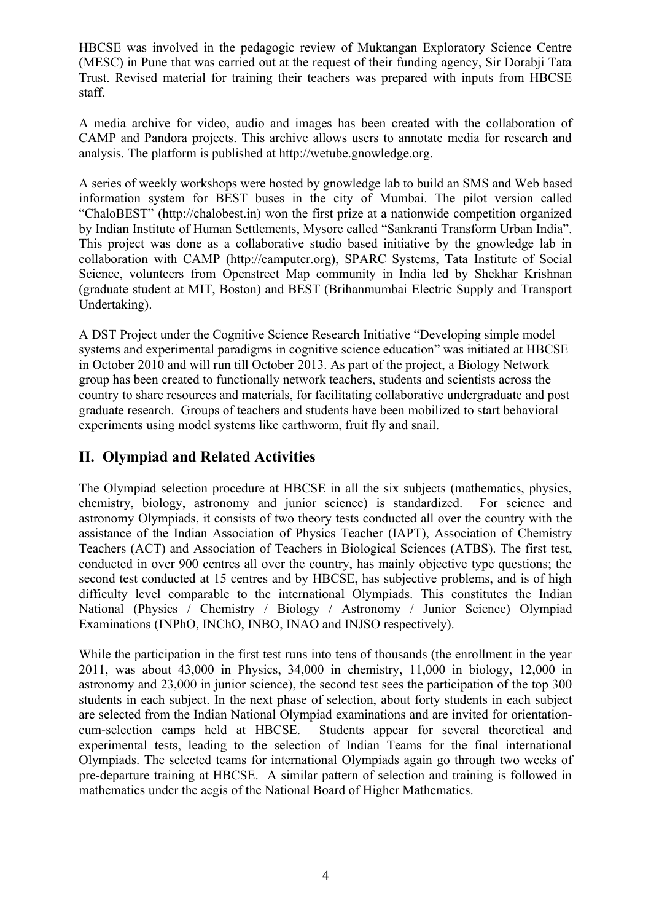HBCSE was involved in the pedagogic review of Muktangan Exploratory Science Centre (MESC) in Pune that was carried out at the request of their funding agency, Sir Dorabji Tata Trust. Revised material for training their teachers was prepared with inputs from HBCSE staff.

A media archive for video, audio and images has been created with the collaboration of CAMP and Pandora projects. This archive allows users to annotate media for research and analysis. The platform is published at http://wetube.gnowledge.org.

A series of weekly workshops were hosted by gnowledge lab to build an SMS and Web based information system for BEST buses in the city of Mumbai. The pilot version called "ChaloBEST" (http://chalobest.in) won the first prize at a nationwide competition organized by Indian Institute of Human Settlements, Mysore called "Sankranti Transform Urban India". This project was done as a collaborative studio based initiative by the gnowledge lab in collaboration with CAMP (http://camputer.org), SPARC Systems, Tata Institute of Social Science, volunteers from Openstreet Map community in India led by Shekhar Krishnan (graduate student at MIT, Boston) and BEST (Brihanmumbai Electric Supply and Transport Undertaking).

A DST Project under the Cognitive Science Research Initiative "Developing simple model systems and experimental paradigms in cognitive science education" was initiated at HBCSE in October 2010 and will run till October 2013. As part of the project, a Biology Network group has been created to functionally network teachers, students and scientists across the country to share resources and materials, for facilitating collaborative undergraduate and post graduate research. Groups of teachers and students have been mobilized to start behavioral experiments using model systems like earthworm, fruit fly and snail.

## II. Olympiad and Related Activities

The Olympiad selection procedure at HBCSE in all the six subjects (mathematics, physics, chemistry, biology, astronomy and junior science) is standardized. For science and astronomy Olympiads, it consists of two theory tests conducted all over the country with the assistance of the Indian Association of Physics Teacher (IAPT), Association of Chemistry Teachers (ACT) and Association of Teachers in Biological Sciences (ATBS). The first test, conducted in over 900 centres all over the country, has mainly objective type questions; the second test conducted at 15 centres and by HBCSE, has subjective problems, and is of high difficulty level comparable to the international Olympiads. This constitutes the Indian National (Physics / Chemistry / Biology / Astronomy / Junior Science) Olympiad Examinations (INPhO, INChO, INBO, INAO and INJSO respectively).

While the participation in the first test runs into tens of thousands (the enrollment in the year 2011, was about 43,000 in Physics, 34,000 in chemistry, 11,000 in biology, 12,000 in astronomy and 23,000 in junior science), the second test sees the participation of the top 300 students in each subject. In the next phase of selection, about forty students in each subject are selected from the Indian National Olympiad examinations and are invited for orientation-cum-selection camps held at HBCSE. Students appear for several theoretical and experimental tests, leading to the selection of Indian Teams for the final international Olympiads. The selected teams for international Olympiads again go through two weeks of pre-departure training at HBCSE. A similar pattern of selection and training is followed in mathematics under the aegis of the National Board of Higher Mathematics.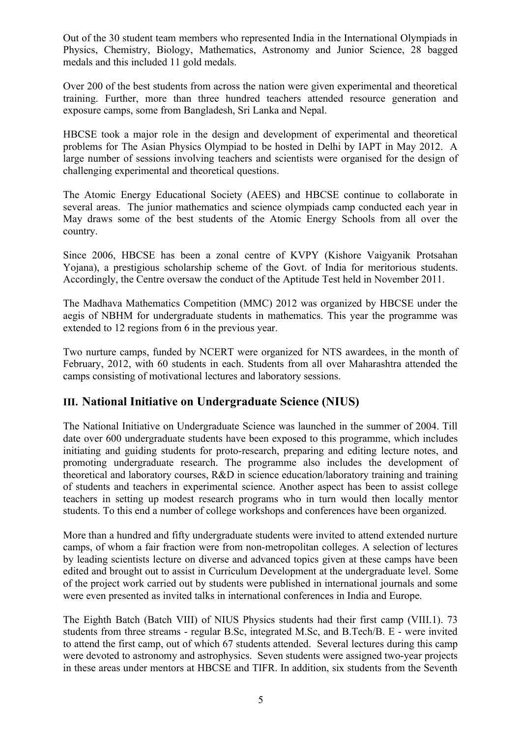Out of the 30 student team members who represented India in the International Olympiads in Physics, Chemistry, Biology, Mathematics, Astronomy and Junior Science, 28 bagged medals and this included 11 gold medals.

Over 200 of the best students from across the nation were given experimental and theoretical training. Further, more than three hundred teachers attended resource generation and exposure camps, some from Bangladesh, Sri Lanka and Nepal.

HBCSE took a major role in the design and development of experimental and theoretical problems for The Asian Physics Olympiad to be hosted in Delhi by IAPT in May 2012. A large number of sessions involving teachers and scientists were organised for the design of challenging experimental and theoretical questions.

The Atomic Energy Educational Society (AEES) and HBCSE continue to collaborate in several areas. The junior mathematics and science olympiads camp conducted each year in May draws some of the best students of the Atomic Energy Schools from all over the country.

Since 2006, HBCSE has been a zonal centre of KVPY (Kishore Vaigyanik Protsahan Yojana), a prestigious scholarship scheme of the Govt. of India for meritorious students. Accordingly, the Centre oversaw the conduct of the Aptitude Test held in November 2011.

The Madhava Mathematics Competition (MMC) 2012 was organized by HBCSE under the aegis of NBHM for undergraduate students in mathematics. This year the programme was extended to 12 regions from 6 in the previous year.

Two nurture camps, funded by NCERT were organized for NTS awardees, in the month of February, 2012, with 60 students in each. Students from all over Maharashtra attended the camps consisting of motivational lectures and laboratory sessions.

## III. National Initiative on Undergraduate Science (NIUS)

The National Initiative on Undergraduate Science was launched in the summer of 2004. Till date over 600 undergraduate students have been exposed to this programme, which includes initiating and guiding students for proto-research, preparing and editing lecture notes, and promoting undergraduate research. The programme also includes the development of theoretical and laboratory courses, R&D in science education/laboratory training and training of students and teachers in experimental science. Another aspect has been to assist college teachers in setting up modest research programs who in turn would then locally mentor students. To this end a number of college workshops and conferences have been organized.

More than a hundred and fifty undergraduate students were invited to attend extended nurture camps, of whom a fair fraction were from non-metropolitan colleges. A selection of lectures by leading scientists lecture on diverse and advanced topics given at these camps have been edited and brought out to assist in Curriculum Development at the undergraduate level. Some of the project work carried out by students were published in international journals and some were even presented as invited talks in international conferences in India and Europe.

The Eighth Batch (Batch VIII) of NIUS Physics students had their first camp (VIII.1). 73 students from three streams - regular B.Sc, integrated M.Sc, and B.Tech/B. E - were invited to attend the first camp, out of which 67 students attended. Several lectures during this camp were devoted to astronomy and astrophysics. Seven students were assigned two-year projects in these areas under mentors at HBCSE and TIFR. In addition, six students from the Seventh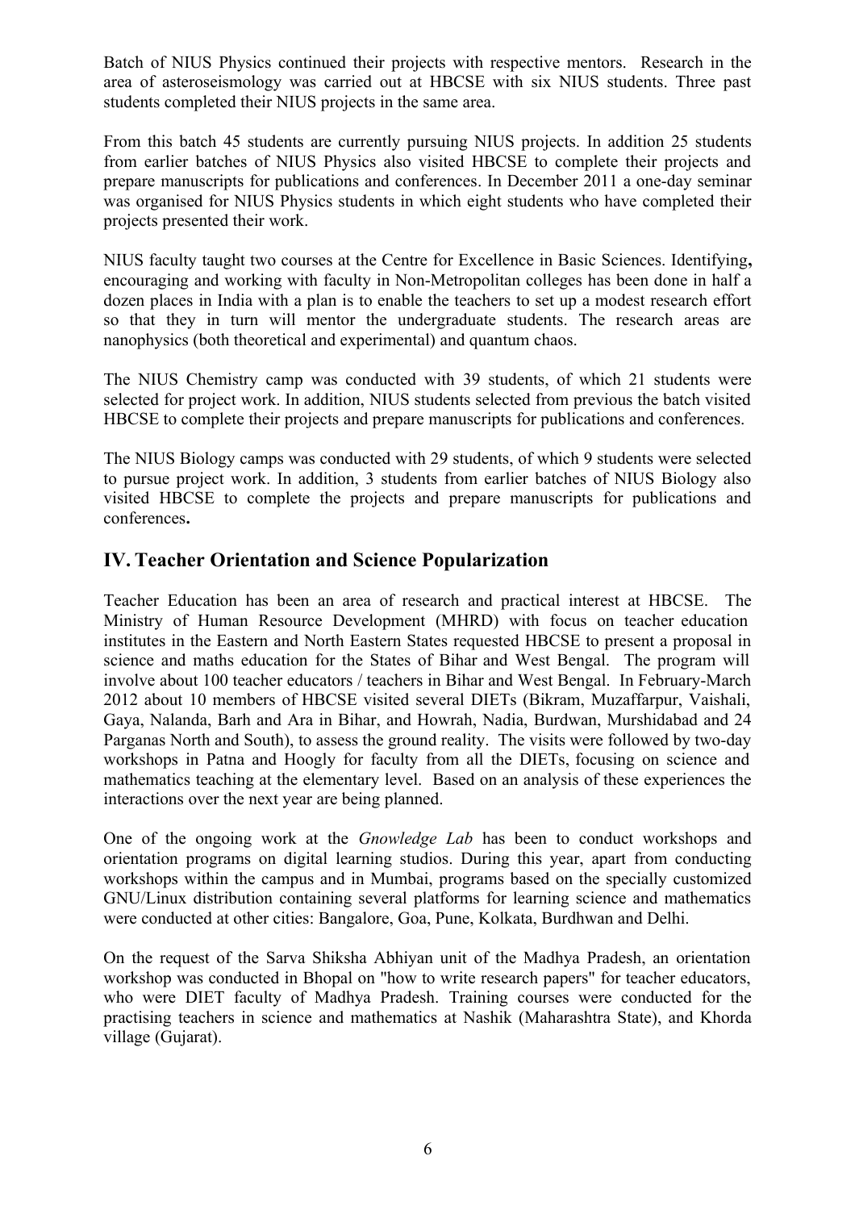Batch of NIUS Physics continued their projects with respective mentors. Research in the area of asteroseismology was carried out at HBCSE with six NIUS students. Three past students completed their NIUS projects in the same area.

From this batch 45 students are currently pursuing NIUS projects. In addition 25 students from earlier batches of NIUS Physics also visited HBCSE to complete their projects and prepare manuscripts for publications and conferences. In December 2011 a one-day seminar was organised for NIUS Physics students in which eight students who have completed their projects presented their work.

NIUS faculty taught two courses at the Centre for Excellence in Basic Sciences. Identifying**,** encouraging and working with faculty in Non-Metropolitan colleges has been done in half a dozen places in India with a plan is to enable the teachers to set up a modest research effort so that they in turn will mentor the undergraduate students. The research areas are nanophysics (both theoretical and experimental) and quantum chaos.

The NIUS Chemistry camp was conducted with 39 students, of which 21 students were selected for project work. In addition, NIUS students selected from previous the batch visited HBCSE to complete their projects and prepare manuscripts for publications and conferences.

The NIUS Biology camps was conducted with 29 students, of which 9 students were selected to pursue project work. In addition, 3 students from earlier batches of NIUS Biology also visited HBCSE to complete the projects and prepare manuscripts for publications and conferences**.**

## IV. Teacher Orientation and Science Popularization

Teacher Education has been an area of research and practical interest at HBCSE. The Ministry of Human Resource Development (MHRD) with focus on teacher education institutes in the Eastern and North Eastern States requested HBCSE to present a proposal in science and maths education for the States of Bihar and West Bengal. The program will involve about 100 teacher educators / teachers in Bihar and West Bengal. In February-March 2012 about 10 members of HBCSE visited several DIETs (Bikram, Muzaffarpur, Vaishali, Gaya, Nalanda, Barh and Ara in Bihar, and Howrah, Nadia, Burdwan, Murshidabad and 24 Parganas North and South), to assess the ground reality. The visits were followed by two-day workshops in Patna and Hoogly for faculty from all the DIETs, focusing on science and mathematics teaching at the elementary level. Based on an analysis of these experiences the interactions over the next year are being planned.

One of the ongoing work at the *Gnowledge Lab* has been to conduct workshops and orientation programs on digital learning studios. During this year, apart from conducting workshops within the campus and in Mumbai, programs based on the specially customized GNU/Linux distribution containing several platforms for learning science and mathematics were conducted at other cities: Bangalore, Goa, Pune, Kolkata, Burdhwan and Delhi.

On the request of the Sarva Shiksha Abhiyan unit of the Madhya Pradesh, an orientation workshop was conducted in Bhopal on "how to write research papers" for teacher educators, who were DIET faculty of Madhya Pradesh. Training courses were conducted for the practising teachers in science and mathematics at Nashik (Maharashtra State), and Khorda village (Gujarat).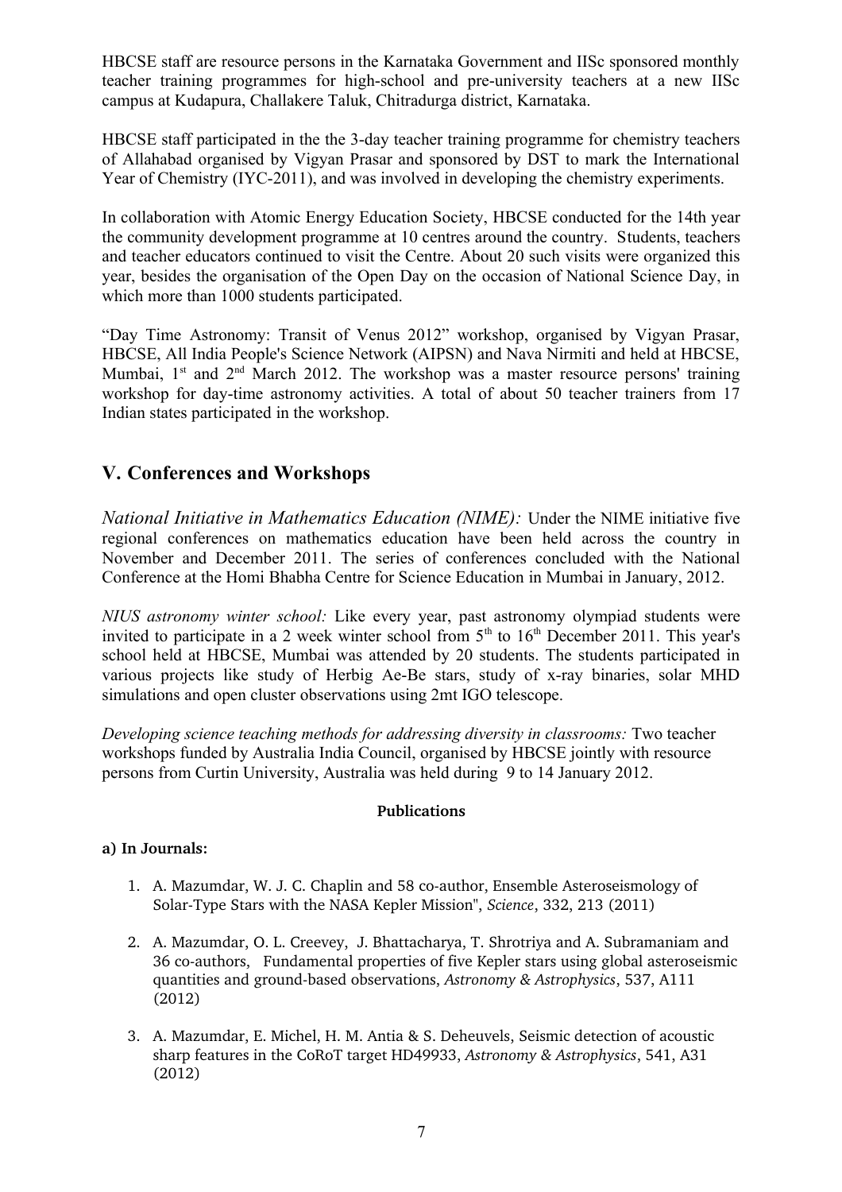HBCSE staff are resource persons in the Karnataka Government and IISc sponsored monthly teacher training programmes for high-school and pre-university teachers at a new IISc campus at Kudapura, Challakere Taluk, Chitradurga district, Karnataka.

HBCSE staff participated in the the 3-day teacher training programme for chemistry teachers of Allahabad organised by Vigyan Prasar and sponsored by DST to mark the International Year of Chemistry (IYC-2011), and was involved in developing the chemistry experiments.

In collaboration with Atomic Energy Education Society, HBCSE conducted for the 14th year the community development programme at 10 centres around the country. Students, teachers and teacher educators continued to visit the Centre. About 20 such visits were organized this year, besides the organisation of the Open Day on the occasion of National Science Day, in which more than 1000 students participated.

"Day Time Astronomy: Transit of Venus 2012" workshop, organised by Vigyan Prasar, HBCSE, All India People's Science Network (AIPSN) and Nava Nirmiti and held at HBCSE, Mumbai, 1st and 2nd March 2012. The workshop was a master resource persons' training workshop for day-time astronomy activities. A total of about 50 teacher trainers from 17 Indian states participated in the workshop.

## V. Conferences and Workshops

*National Initiative in Mathematics Education (NIME):* Under the NIME initiative five regional conferences on mathematics education have been held across the country in November and December 2011. The series of conferences concluded with the National Conference at the Homi Bhabha Centre for Science Education in Mumbai in January, 2012.

*NIUS astronomy winter school:* Like every year, past astronomy olympiad students were invited to participate in a 2 week winter school from 5th to 16th December 2011. This year's school held at HBCSE, Mumbai was attended by 20 students. The students participated in various projects like study of Herbig Ae-Be stars, study of x-ray binaries, solar MHD simulations and open cluster observations using 2mt IGO telescope.

*Developing science teaching methods for addressing diversity in classrooms:* Two teacher workshops funded by Australia India Council, organised by HBCSE jointly with resource persons from Curtin University, Australia was held during 9 to 14 January 2012.

### Publications

**a) In Journals:**

1. A. Mazumdar, W. J. C. Chaplin and 58 co-author, Ensemble Asteroseismology of Solar-Type Stars with the NASA Kepler Mission", *Science*, 332, 213 (2011)

2. A. Mazumdar, O. L. Creevey, J. Bhattacharya, T. Shrotriya and A. Subramaniam and 36 co-authors, Fundamental properties of five Kepler stars using global asteroseismic quantities and ground-based observations, *Astronomy & Astrophysics*, 537, A111 (2012)

3. A. Mazumdar, E. Michel, H. M. Antia & S. Deheuvels, Seismic detection of acoustic sharp features in the CoRoT target HD49933, *Astronomy & Astrophysics*, 541, A31 (2012)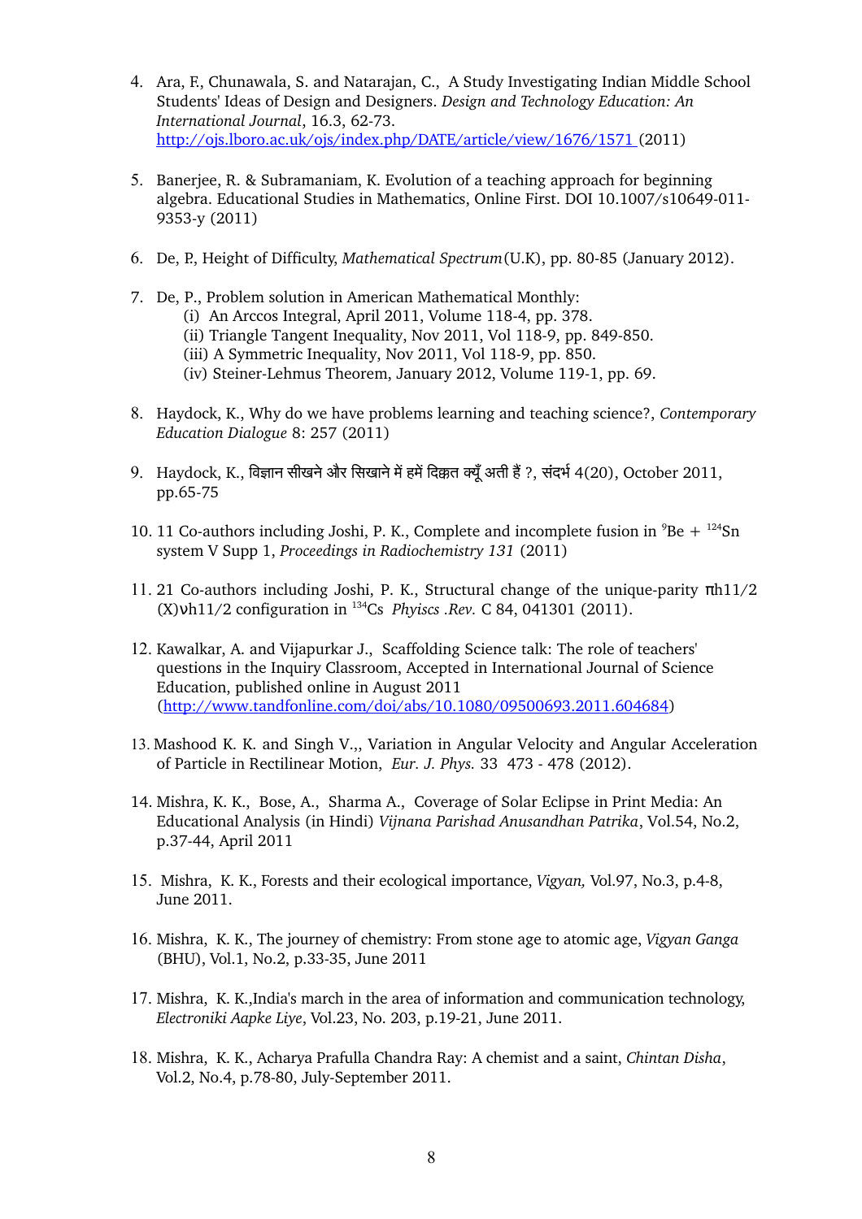4. Ara, F., Chunawala, S. and Natarajan, C., A Study Investigating Indian Middle School Students' Ideas of Design and Designers. *Design and Technology Education: An International Journal*, 16.3, 62-73. http://ojs.lboro.ac.uk/ojs/index.php/DATE/article/view/1676/1571 (2011)

5. Banerjee, R. & Subramaniam, K. Evolution of a teaching approach for beginning algebra. Educational Studies in Mathematics, Online First. DOI 10.1007/s10649-011-9353-y (2011)

6. De, P., Height of Difficulty, *Mathematical Spectrum*(U.K), pp. 80-85 (January 2012).

7. De, P., Problem solution in American Mathematical Monthly:
   (i) An Arccos Integral, April 2011, Volume 118-4, pp. 378.
   (ii) Triangle Tangent Inequality, Nov 2011, Vol 118-9, pp. 849-850.
   (iii) A Symmetric Inequality, Nov 2011, Vol 118-9, pp. 850.
   (iv) Steiner-Lehmus Theorem, January 2012, Volume 119-1, pp. 69.

8. Haydock, K., Why do we have problems learning and teaching science?, *Contemporary Education Dialogue* 8: 257 (2011)

9. Haydock, K., विज्ञान सीखने और सिखाने में हमें दिक्कत क्यूँ अती हैं ?, संदर्भ 4(20), October 2011, pp.65-75

10. 11 Co-authors including Joshi, P. K., Complete and incomplete fusion in $^{9}$Be + $^{124}$Sn system V Supp 1, *Proceedings in Radiochemistry 131* (2011)

11. 21 Co-authors including Joshi, P. K., Structural change of the unique-parity $\pi h11/2$ (X)$\nu h11/2$ configuration in $^{134}$Cs *Phyiscs .Rev.* C 84, 041301 (2011).

12. Kawalkar, A. and Vijapurkar J., Scaffolding Science talk: The role of teachers' questions in the Inquiry Classroom, Accepted in International Journal of Science Education, published online in August 2011 (http://www.tandfonline.com/doi/abs/10.1080/09500693.2011.604684)

13. Mashood K. K. and Singh V.,, Variation in Angular Velocity and Angular Acceleration of Particle in Rectilinear Motion, *Eur. J. Phys.* 33 473 - 478 (2012).

14. Mishra, K. K., Bose, A., Sharma A., Coverage of Solar Eclipse in Print Media: An Educational Analysis (in Hindi) *Vijnana Parishad Anusandhan Patrika*, Vol.54, No.2, p.37-44, April 2011

15. Mishra, K. K., Forests and their ecological importance, *Vigyan,* Vol.97, No.3, p.4-8, June 2011.

16. Mishra, K. K., The journey of chemistry: From stone age to atomic age, *Vigyan Ganga* (BHU), Vol.1, No.2, p.33-35, June 2011

17. Mishra, K. K.,India's march in the area of information and communication technology, *Electroniki Aapke Liye*, Vol.23, No. 203, p.19-21, June 2011.

18. Mishra, K. K., Acharya Prafulla Chandra Ray: A chemist and a saint, *Chintan Disha*, Vol.2, No.4, p.78-80, July-September 2011.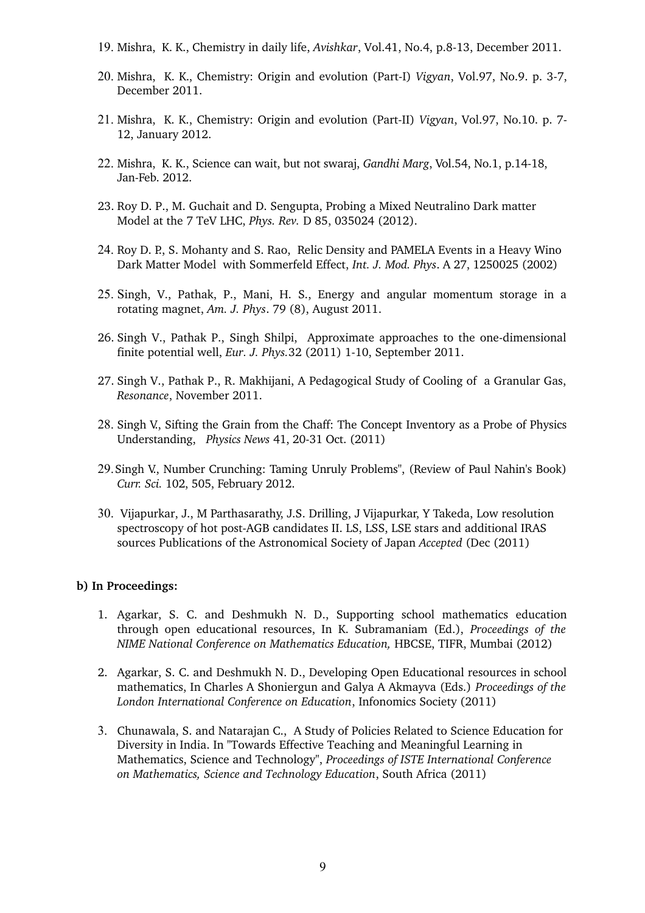19. Mishra, K. K., Chemistry in daily life, *Avishkar*, Vol.41, No.4, p.8-13, December 2011.

20. Mishra, K. K., Chemistry: Origin and evolution (Part-I) *Vigyan*, Vol.97, No.9. p. 3-7, December 2011.

21. Mishra, K. K., Chemistry: Origin and evolution (Part-II) *Vigyan*, Vol.97, No.10. p. 7-12, January 2012.

22. Mishra, K. K., Science can wait, but not swaraj, *Gandhi Marg*, Vol.54, No.1, p.14-18, Jan-Feb. 2012.

23. Roy D. P., M. Guchait and D. Sengupta, Probing a Mixed Neutralino Dark matter Model at the 7 TeV LHC, *Phys. Rev.* D 85, 035024 (2012).

24. Roy D. P., S. Mohanty and S. Rao, Relic Density and PAMELA Events in a Heavy Wino Dark Matter Model with Sommerfeld Effect, *Int. J. Mod. Phys*. A 27, 1250025 (2002)

25. Singh, V., Pathak, P., Mani, H. S., Energy and angular momentum storage in a rotating magnet, *Am. J. Phys*. 79 (8), August 2011.

26. Singh V., Pathak P., Singh Shilpi, Approximate approaches to the one-dimensional finite potential well, *Eur. J. Phys.*32 (2011) 1-10, September 2011.

27. Singh V., Pathak P., R. Makhijani, A Pedagogical Study of Cooling of a Granular Gas, *Resonance*, November 2011.

28. Singh V., Sifting the Grain from the Chaff: The Concept Inventory as a Probe of Physics Understanding, *Physics News* 41, 20-31 Oct. (2011)

29. Singh V., Number Crunching: Taming Unruly Problems", (Review of Paul Nahin's Book) *Curr. Sci.* 102, 505, February 2012.

30. Vijapurkar, J., M Parthasarathy, J.S. Drilling, J Vijapurkar, Y Takeda, Low resolution spectroscopy of hot post-AGB candidates II. LS, LSS, LSE stars and additional IRAS sources Publications of the Astronomical Society of Japan *Accepted* (Dec (2011)

**b) In Proceedings:**

1. Agarkar, S. C. and Deshmukh N. D., Supporting school mathematics education through open educational resources, In K. Subramaniam (Ed.), *Proceedings of the NIME National Conference on Mathematics Education,* HBCSE, TIFR, Mumbai (2012)

2. Agarkar, S. C. and Deshmukh N. D., Developing Open Educational resources in school mathematics, In Charles A Shoniergun and Galya A Akmayva (Eds.) *Proceedings of the London International Conference on Education*, Infonomics Society (2011)

3. Chunawala, S. and Natarajan C., A Study of Policies Related to Science Education for Diversity in India. In "Towards Effective Teaching and Meaningful Learning in Mathematics, Science and Technology", *Proceedings of ISTE International Conference on Mathematics, Science and Technology Education*, South Africa (2011)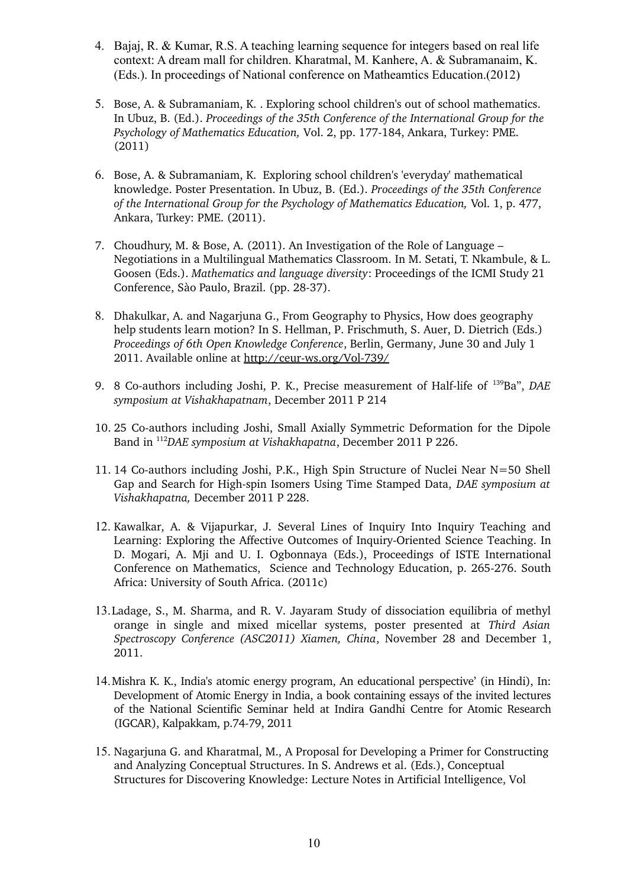4. Bajaj, R. & Kumar, R.S. A teaching learning sequence for integers based on real life context: A dream mall for children. Kharatmal, M. Kanhere, A. & Subramanaim, K. (Eds.). In proceedings of National conference on Matheamtics Education.(2012)

5. Bose, A. & Subramaniam, K. . Exploring school children's out of school mathematics. In Ubuz, B. (Ed.). *Proceedings of the 35th Conference of the International Group for the Psychology of Mathematics Education,* Vol. 2, pp. 177-184, Ankara, Turkey: PME. (2011)

6. Bose, A. & Subramaniam, K. Exploring school children's 'everyday' mathematical knowledge. Poster Presentation. In Ubuz, B. (Ed.). *Proceedings of the 35th Conference of the International Group for the Psychology of Mathematics Education,* Vol. 1, p. 477, Ankara, Turkey: PME. (2011).

7. Choudhury, M. & Bose, A. (2011). An Investigation of the Role of Language – Negotiations in a Multilingual Mathematics Classroom. In M. Setati, T. Nkambule, & L. Goosen (Eds.). *Mathematics and language diversity*: Proceedings of the ICMI Study 21 Conference, Sào Paulo, Brazil. (pp. 28-37).

8. Dhakulkar, A. and Nagarjuna G., From Geography to Physics, How does geography help students learn motion? In S. Hellman, P. Frischmuth, S. Auer, D. Dietrich (Eds.) *Proceedings of 6th Open Knowledge Conference*, Berlin, Germany, June 30 and July 1 2011. Available online at http://ceur-ws.org/Vol-739/

9. 8 Co-authors including Joshi, P. K., Precise measurement of Half-life of $^{139}$Ba", *DAE symposium at Vishakhapatnam*, December 2011 P 214

10. 25 Co-authors including Joshi, Small Axially Symmetric Deformation for the Dipole Band in $^{112}$*DAE symposium at Vishakhapatna*, December 2011 P 226.

11. 14 Co-authors including Joshi, P.K., High Spin Structure of Nuclei Near N=50 Shell Gap and Search for High-spin Isomers Using Time Stamped Data, *DAE symposium at Vishakhapatna,* December 2011 P 228.

12. Kawalkar, A. & Vijapurkar, J. Several Lines of Inquiry Into Inquiry Teaching and Learning: Exploring the Affective Outcomes of Inquiry-Oriented Science Teaching. In D. Mogari, A. Mji and U. I. Ogbonnaya (Eds.), Proceedings of ISTE International Conference on Mathematics, Science and Technology Education, p. 265-276. South Africa: University of South Africa. (2011c)

13. Ladage, S., M. Sharma, and R. V. Jayaram Study of dissociation equilibria of methyl orange in single and mixed micellar systems, poster presented at *Third Asian Spectroscopy Conference (ASC2011) Xiamen, China*, November 28 and December 1, 2011.

14. Mishra K. K., India's atomic energy program, An educational perspective' (in Hindi), In: Development of Atomic Energy in India, a book containing essays of the invited lectures of the National Scientific Seminar held at Indira Gandhi Centre for Atomic Research (IGCAR), Kalpakkam, p.74-79, 2011

15. Nagarjuna G. and Kharatmal, M., A Proposal for Developing a Primer for Constructing and Analyzing Conceptual Structures. In S. Andrews et al. (Eds.), Conceptual Structures for Discovering Knowledge: Lecture Notes in Artificial Intelligence, Vol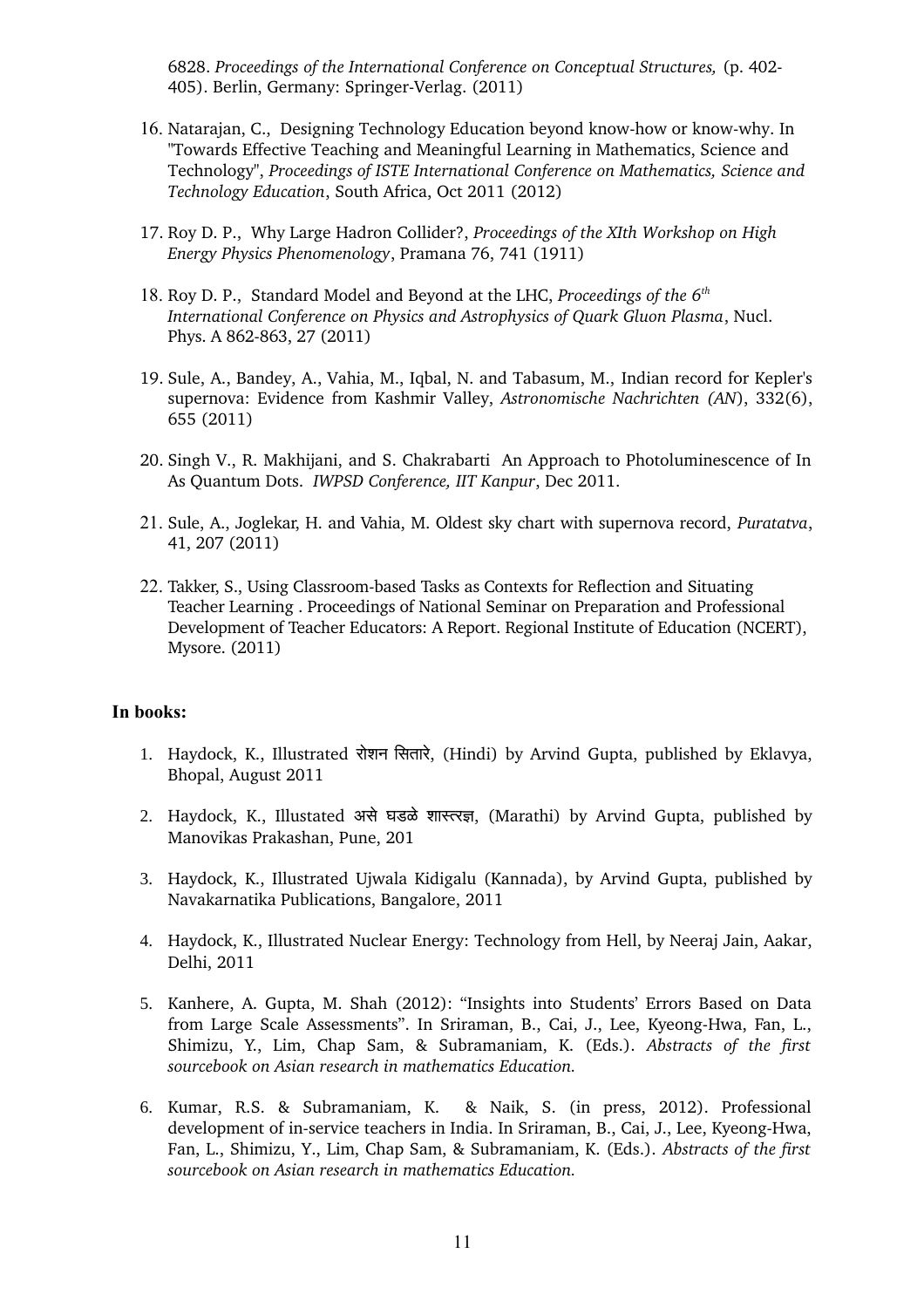6828. *Proceedings of the International Conference on Conceptual Structures,* (p. 402-405). Berlin, Germany: Springer-Verlag. (2011)

16. Natarajan, C., Designing Technology Education beyond know-how or know-why. In "Towards Effective Teaching and Meaningful Learning in Mathematics, Science and Technology", *Proceedings of ISTE International Conference on Mathematics, Science and Technology Education*, South Africa, Oct 2011 (2012)

17. Roy D. P., Why Large Hadron Collider?, *Proceedings of the XIth Workshop on High Energy Physics Phenomenology*, Pramana 76, 741 (1911)

18. Roy D. P., Standard Model and Beyond at the LHC, *Proceedings of the 6th International Conference on Physics and Astrophysics of Quark Gluon Plasma*, Nucl. Phys. A 862-863, 27 (2011)

19. Sule, A., Bandey, A., Vahia, M., Iqbal, N. and Tabasum, M., Indian record for Kepler's supernova: Evidence from Kashmir Valley, *Astronomische Nachrichten (AN)*, 332(6), 655 (2011)

20. Singh V., R. Makhijani, and S. Chakrabarti An Approach to Photoluminescence of In As Quantum Dots. *IWPSD Conference, IIT Kanpur*, Dec 2011.

21. Sule, A., Joglekar, H. and Vahia, M. Oldest sky chart with supernova record, *Puratatva*, 41, 207 (2011)

22. Takker, S., Using Classroom-based Tasks as Contexts for Reflection and Situating Teacher Learning . Proceedings of National Seminar on Preparation and Professional Development of Teacher Educators: A Report. Regional Institute of Education (NCERT), Mysore. (2011)

**In books:**

1. Haydock, K., Illustrated रोशन सितारे, (Hindi) by Arvind Gupta, published by Eklavya, Bhopal, August 2011

2. Haydock, K., Illustated असे घडळे शास्त्रज्ञ, (Marathi) by Arvind Gupta, published by Manovikas Prakashan, Pune, 201

3. Haydock, K., Illustrated Ujwala Kidigalu (Kannada), by Arvind Gupta, published by Navakarnatika Publications, Bangalore, 2011

4. Haydock, K., Illustrated Nuclear Energy: Technology from Hell, by Neeraj Jain, Aakar, Delhi, 2011

5. Kanhere, A. Gupta, M. Shah (2012): "Insights into Students' Errors Based on Data from Large Scale Assessments". In Sriraman, B., Cai, J., Lee, Kyeong-Hwa, Fan, L., Shimizu, Y., Lim, Chap Sam, & Subramaniam, K. (Eds.). *Abstracts of the first sourcebook on Asian research in mathematics Education.*

6. Kumar, R.S. & Subramaniam, K. & Naik, S. (in press, 2012). Professional development of in-service teachers in India. In Sriraman, B., Cai, J., Lee, Kyeong-Hwa, Fan, L., Shimizu, Y., Lim, Chap Sam, & Subramaniam, K. (Eds.). *Abstracts of the first sourcebook on Asian research in mathematics Education.*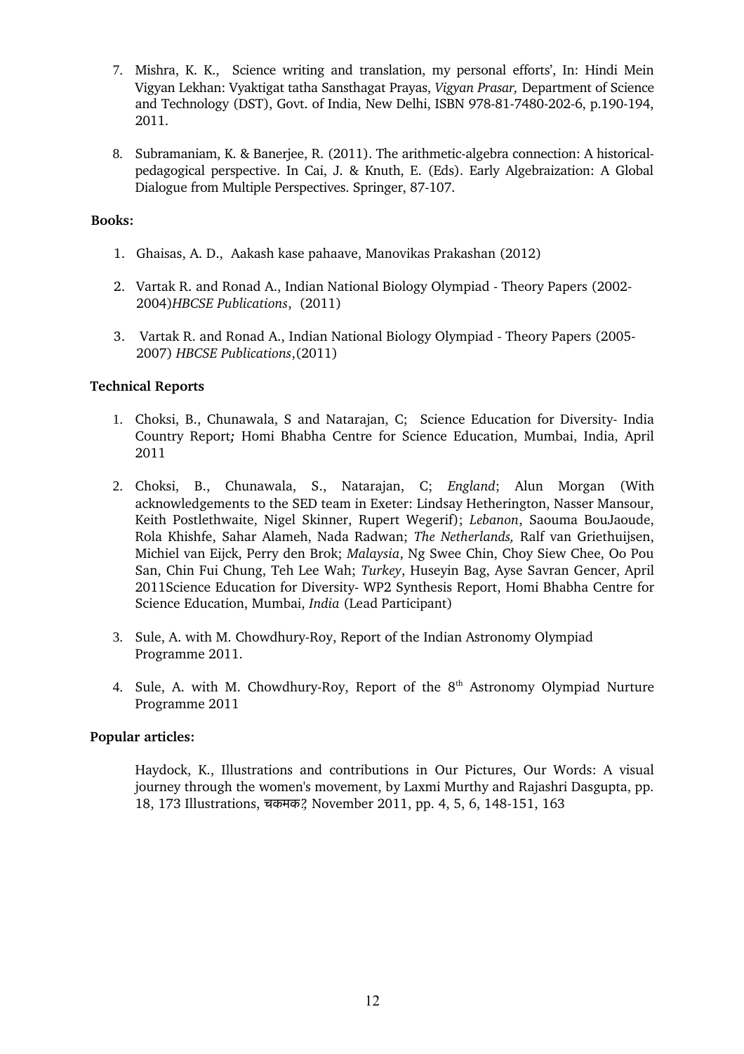7. Mishra, K. K., Science writing and translation, my personal efforts', In: Hindi Mein Vigyan Lekhan: Vyaktigat tatha Sansthagat Prayas, *Vigyan Prasar,* Department of Science and Technology (DST), Govt. of India, New Delhi, ISBN 978-81-7480-202-6, p.190-194, 2011.

8. Subramaniam, K. & Banerjee, R. (2011). The arithmetic-algebra connection: A historical-pedagogical perspective. In Cai, J. & Knuth, E. (Eds). Early Algebraization: A Global Dialogue from Multiple Perspectives. Springer, 87-107.

**Books:**

1. Ghaisas, A. D., Aakash kase pahaave, Manovikas Prakashan (2012)

2. Vartak R. and Ronad A., Indian National Biology Olympiad - Theory Papers (2002-2004)*HBCSE Publications*, (2011)

3. Vartak R. and Ronad A., Indian National Biology Olympiad - Theory Papers (2005-2007) *HBCSE Publications*,(2011)

**Technical Reports**

1. Choksi, B., Chunawala, S and Natarajan, C; Science Education for Diversity- India Country Report**;** Homi Bhabha Centre for Science Education, Mumbai, India, April 2011

2. Choksi, B., Chunawala, S., Natarajan, C; *England*; Alun Morgan (With acknowledgements to the SED team in Exeter: Lindsay Hetherington, Nasser Mansour, Keith Postlethwaite, Nigel Skinner, Rupert Wegerif); *Lebanon*, Saouma BouJaoude, Rola Khishfe, Sahar Alameh, Nada Radwan; *The Netherlands,* Ralf van Griethuijsen, Michiel van Eijck, Perry den Brok; *Malaysia*, Ng Swee Chin, Choy Siew Chee, Oo Pou San, Chin Fui Chung, Teh Lee Wah; *Turkey*, Huseyin Bag, Ayse Savran Gencer, April 2011Science Education for Diversity- WP2 Synthesis Report, Homi Bhabha Centre for Science Education, Mumbai, *India* (Lead Participant)

3. Sule, A. with M. Chowdhury-Roy, Report of the Indian Astronomy Olympiad Programme 2011.

4. Sule, A. with M. Chowdhury-Roy, Report of the 8th Astronomy Olympiad Nurture Programme 2011

**Popular articles:**

Haydock, K., Illustrations and contributions in Our Pictures, Our Words: A visual journey through the women's movement, by Laxmi Murthy and Rajashri Dasgupta, pp. 18, 173 Illustrations, चकमक?, November 2011, pp. 4, 5, 6, 148-151, 163